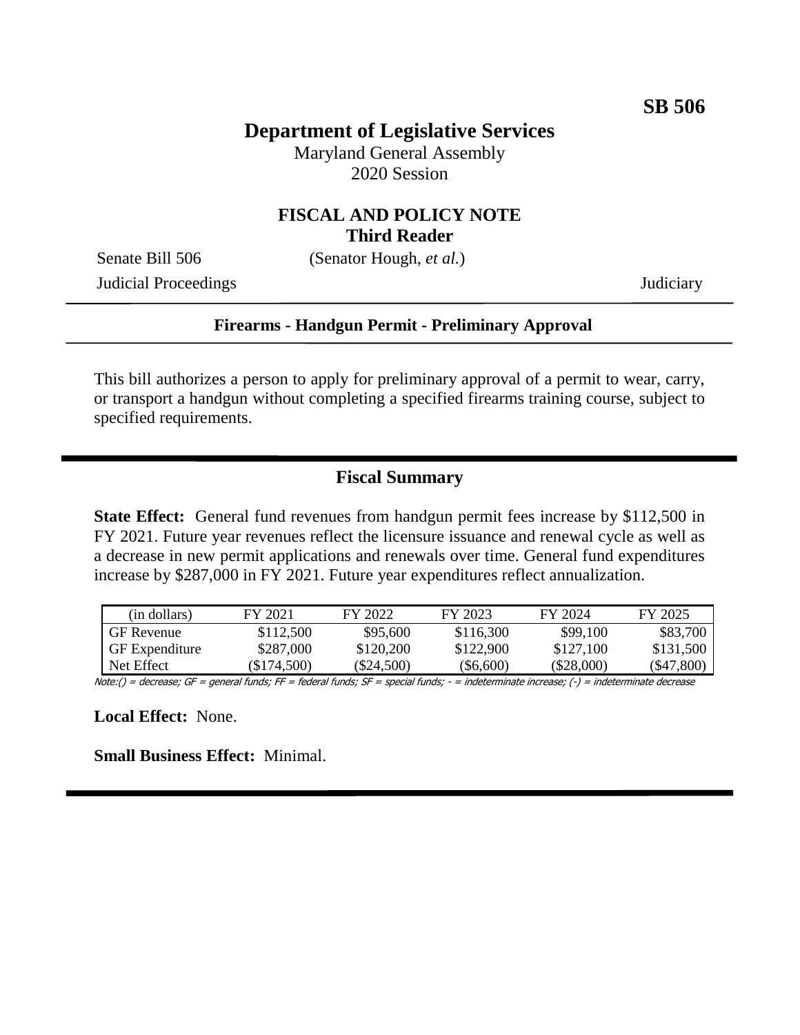**SB 506**

# Department of Legislative Services

Maryland General Assembly
2020 Session

## FISCAL AND POLICY NOTE
### Third Reader

Senate Bill 506 (Senator Hough, *et al.*)
Judicial Proceedings Judiciary

---

**Firearms - Handgun Permit - Preliminary Approval**

---

This bill authorizes a person to apply for preliminary approval of a permit to wear, carry, or transport a handgun without completing a specified firearms training course, subject to specified requirements.

---

## Fiscal Summary

**State Effect:** General fund revenues from handgun permit fees increase by $112,500 in FY 2021. Future year revenues reflect the licensure issuance and renewal cycle as well as a decrease in new permit applications and renewals over time. General fund expenditures increase by $287,000 in FY 2021. Future year expenditures reflect annualization.

| (in dollars) | FY 2021 | FY 2022 | FY 2023 | FY 2024 | FY 2025 |
|---|---|---|---|---|---|
| GF Revenue | $112,500 | $95,600 | $116,300 | $99,100 | $83,700 |
| GF Expenditure | $287,000 | $120,200 | $122,900 | $127,100 | $131,500 |
| Net Effect | ($174,500) | ($24,500) | ($6,600) | ($28,000) | ($47,800) |

Note:() = decrease; GF = general funds; FF = federal funds; SF = special funds; - = indeterminate increase; (-) = indeterminate decrease

**Local Effect:** None.

**Small Business Effect:** Minimal.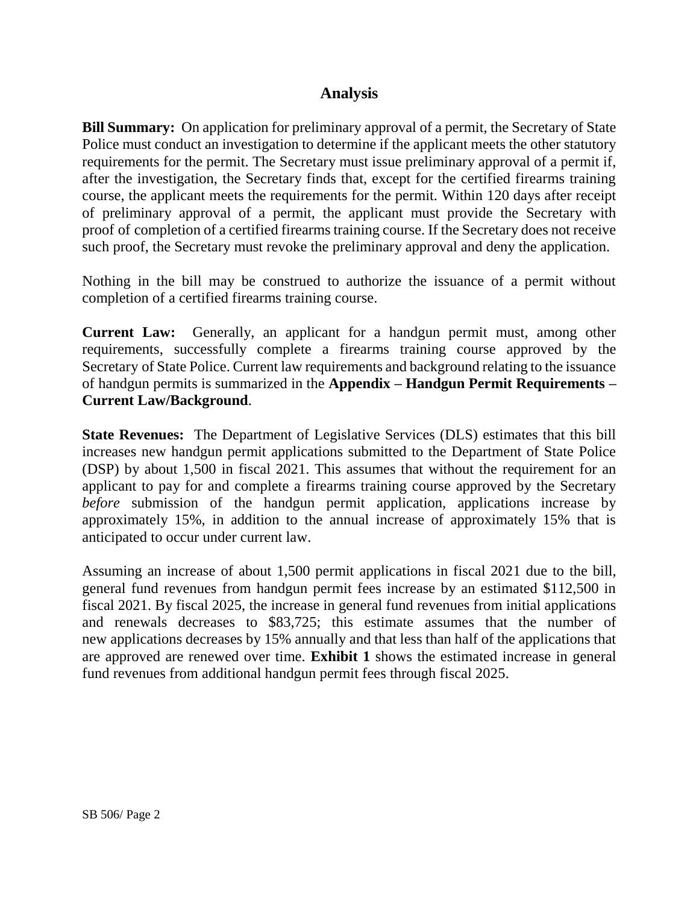## Analysis

**Bill Summary:** On application for preliminary approval of a permit, the Secretary of State Police must conduct an investigation to determine if the applicant meets the other statutory requirements for the permit. The Secretary must issue preliminary approval of a permit if, after the investigation, the Secretary finds that, except for the certified firearms training course, the applicant meets the requirements for the permit. Within 120 days after receipt of preliminary approval of a permit, the applicant must provide the Secretary with proof of completion of a certified firearms training course. If the Secretary does not receive such proof, the Secretary must revoke the preliminary approval and deny the application.

Nothing in the bill may be construed to authorize the issuance of a permit without completion of a certified firearms training course.

**Current Law:** Generally, an applicant for a handgun permit must, among other requirements, successfully complete a firearms training course approved by the Secretary of State Police. Current law requirements and background relating to the issuance of handgun permits is summarized in the **Appendix – Handgun Permit Requirements – Current Law/Background**.

**State Revenues:** The Department of Legislative Services (DLS) estimates that this bill increases new handgun permit applications submitted to the Department of State Police (DSP) by about 1,500 in fiscal 2021. This assumes that without the requirement for an applicant to pay for and complete a firearms training course approved by the Secretary *before* submission of the handgun permit application, applications increase by approximately 15%, in addition to the annual increase of approximately 15% that is anticipated to occur under current law.

Assuming an increase of about 1,500 permit applications in fiscal 2021 due to the bill, general fund revenues from handgun permit fees increase by an estimated $112,500 in fiscal 2021. By fiscal 2025, the increase in general fund revenues from initial applications and renewals decreases to $83,725; this estimate assumes that the number of new applications decreases by 15% annually and that less than half of the applications that are approved are renewed over time. **Exhibit 1** shows the estimated increase in general fund revenues from additional handgun permit fees through fiscal 2025.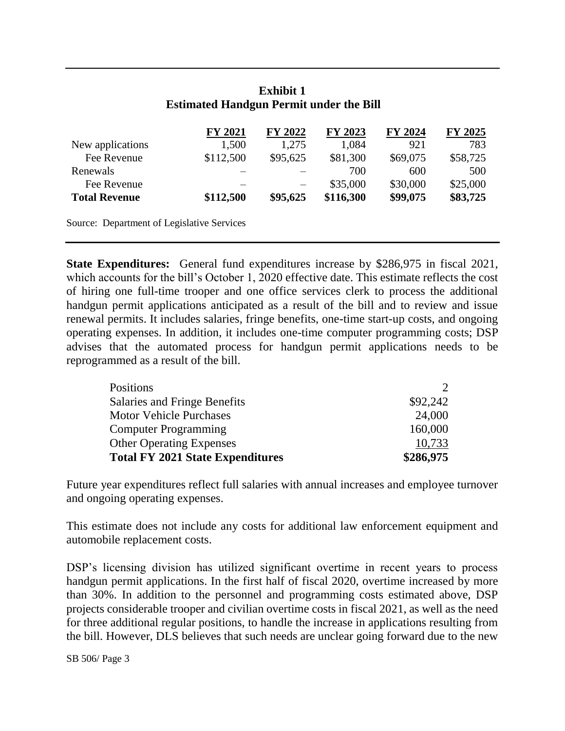**Exhibit 1**
**Estimated Handgun Permit under the Bill**

| | FY 2021 | FY 2022 | FY 2023 | FY 2024 | FY 2025 |
|---|---|---|---|---|---|
| New applications | 1,500 | 1,275 | 1,084 | 921 | 783 |
| Fee Revenue | $112,500 | $95,625 | $81,300 | $69,075 | $58,725 |
| Renewals | – | – | 700 | 600 | 500 |
| Fee Revenue | – | – | $35,000 | $30,000 | $25,000 |
| **Total Revenue** | **$112,500** | **$95,625** | **$116,300** | **$99,075** | **$83,725** |

Source: Department of Legislative Services

**State Expenditures:** General fund expenditures increase by $286,975 in fiscal 2021, which accounts for the bill's October 1, 2020 effective date. This estimate reflects the cost of hiring one full-time trooper and one office services clerk to process the additional handgun permit applications anticipated as a result of the bill and to review and issue renewal permits. It includes salaries, fringe benefits, one-time start-up costs, and ongoing operating expenses. In addition, it includes one-time computer programming costs; DSP advises that the automated process for handgun permit applications needs to be reprogrammed as a result of the bill.

| | |
|---|---|
| Positions | 2 |
| Salaries and Fringe Benefits | $92,242 |
| Motor Vehicle Purchases | 24,000 |
| Computer Programming | 160,000 |
| Other Operating Expenses | 10,733 |
| **Total FY 2021 State Expenditures** | **$286,975** |

Future year expenditures reflect full salaries with annual increases and employee turnover and ongoing operating expenses.

This estimate does not include any costs for additional law enforcement equipment and automobile replacement costs.

DSP's licensing division has utilized significant overtime in recent years to process handgun permit applications. In the first half of fiscal 2020, overtime increased by more than 30%. In addition to the personnel and programming costs estimated above, DSP projects considerable trooper and civilian overtime costs in fiscal 2021, as well as the need for three additional regular positions, to handle the increase in applications resulting from the bill. However, DLS believes that such needs are unclear going forward due to the new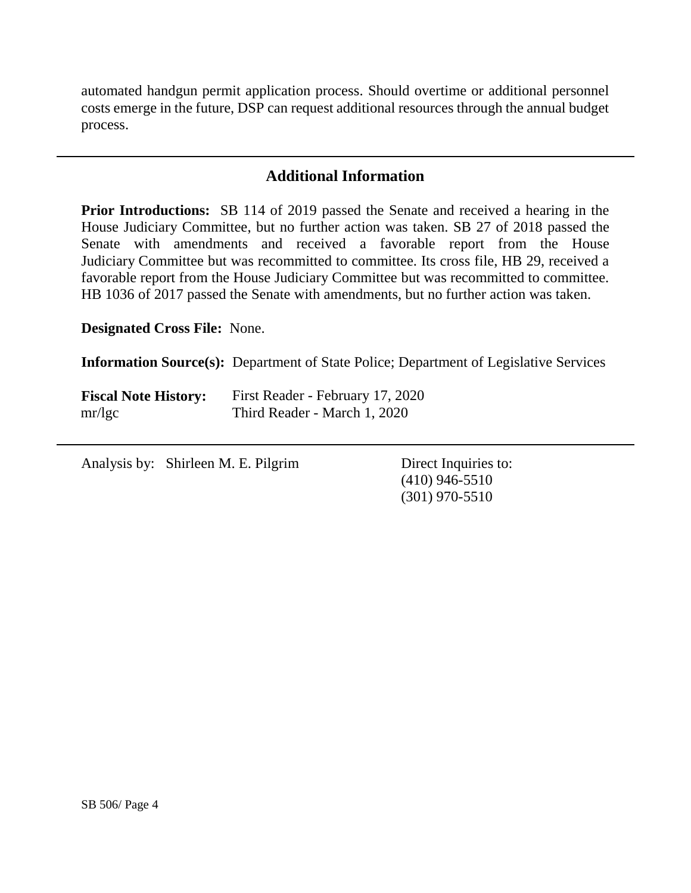automated handgun permit application process. Should overtime or additional personnel costs emerge in the future, DSP can request additional resources through the annual budget process.

---

## Additional Information

**Prior Introductions:** SB 114 of 2019 passed the Senate and received a hearing in the House Judiciary Committee, but no further action was taken. SB 27 of 2018 passed the Senate with amendments and received a favorable report from the House Judiciary Committee but was recommitted to committee. Its cross file, HB 29, received a favorable report from the House Judiciary Committee but was recommitted to committee. HB 1036 of 2017 passed the Senate with amendments, but no further action was taken.

**Designated Cross File:** None.

**Information Source(s):** Department of State Police; Department of Legislative Services

**Fiscal Note History:** First Reader - February 17, 2020
mr/lgc Third Reader - March 1, 2020

---

Analysis by: Shirleen M. E. Pilgrim

Direct Inquiries to:
(410) 946-5510
(301) 970-5510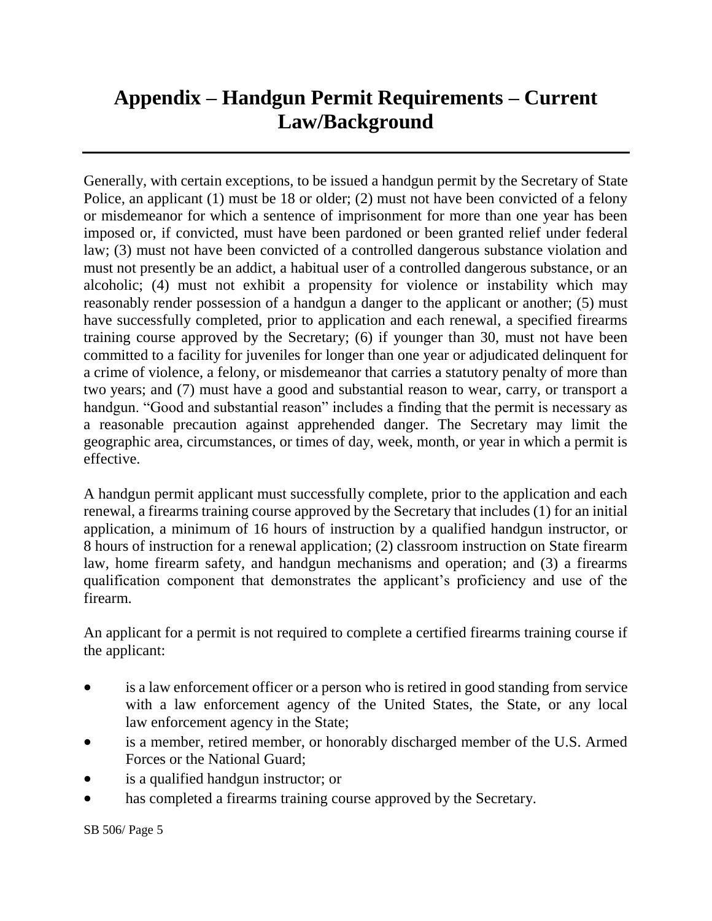# Appendix – Handgun Permit Requirements – Current Law/Background

Generally, with certain exceptions, to be issued a handgun permit by the Secretary of State Police, an applicant (1) must be 18 or older; (2) must not have been convicted of a felony or misdemeanor for which a sentence of imprisonment for more than one year has been imposed or, if convicted, must have been pardoned or been granted relief under federal law; (3) must not have been convicted of a controlled dangerous substance violation and must not presently be an addict, a habitual user of a controlled dangerous substance, or an alcoholic; (4) must not exhibit a propensity for violence or instability which may reasonably render possession of a handgun a danger to the applicant or another; (5) must have successfully completed, prior to application and each renewal, a specified firearms training course approved by the Secretary; (6) if younger than 30, must not have been committed to a facility for juveniles for longer than one year or adjudicated delinquent for a crime of violence, a felony, or misdemeanor that carries a statutory penalty of more than two years; and (7) must have a good and substantial reason to wear, carry, or transport a handgun. "Good and substantial reason" includes a finding that the permit is necessary as a reasonable precaution against apprehended danger. The Secretary may limit the geographic area, circumstances, or times of day, week, month, or year in which a permit is effective.

A handgun permit applicant must successfully complete, prior to the application and each renewal, a firearms training course approved by the Secretary that includes (1) for an initial application, a minimum of 16 hours of instruction by a qualified handgun instructor, or 8 hours of instruction for a renewal application; (2) classroom instruction on State firearm law, home firearm safety, and handgun mechanisms and operation; and (3) a firearms qualification component that demonstrates the applicant's proficiency and use of the firearm.

An applicant for a permit is not required to complete a certified firearms training course if the applicant:

- is a law enforcement officer or a person who is retired in good standing from service with a law enforcement agency of the United States, the State, or any local law enforcement agency in the State;
- is a member, retired member, or honorably discharged member of the U.S. Armed Forces or the National Guard;
- is a qualified handgun instructor; or
- has completed a firearms training course approved by the Secretary.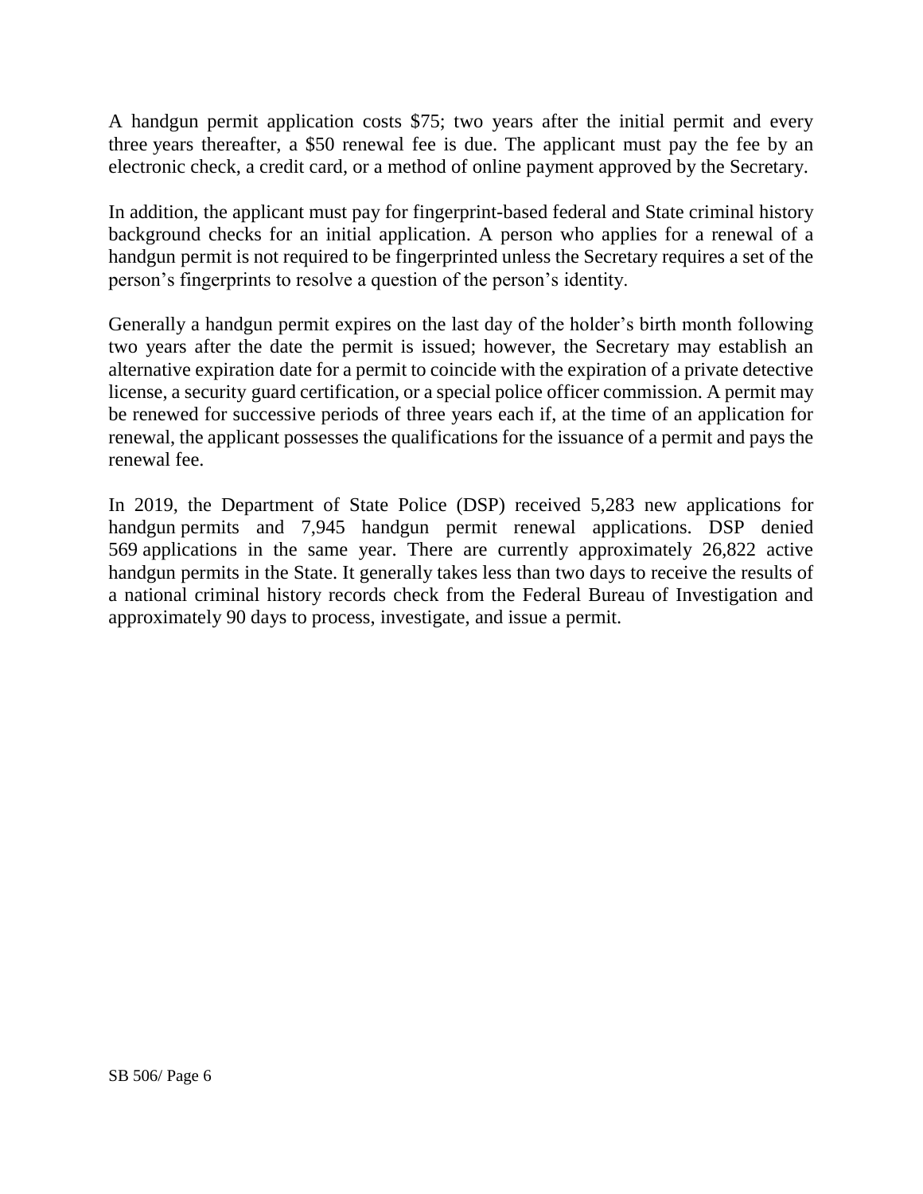A handgun permit application costs $75; two years after the initial permit and every three years thereafter, a $50 renewal fee is due. The applicant must pay the fee by an electronic check, a credit card, or a method of online payment approved by the Secretary.

In addition, the applicant must pay for fingerprint-based federal and State criminal history background checks for an initial application. A person who applies for a renewal of a handgun permit is not required to be fingerprinted unless the Secretary requires a set of the person's fingerprints to resolve a question of the person's identity.

Generally a handgun permit expires on the last day of the holder's birth month following two years after the date the permit is issued; however, the Secretary may establish an alternative expiration date for a permit to coincide with the expiration of a private detective license, a security guard certification, or a special police officer commission. A permit may be renewed for successive periods of three years each if, at the time of an application for renewal, the applicant possesses the qualifications for the issuance of a permit and pays the renewal fee.

In 2019, the Department of State Police (DSP) received 5,283 new applications for handgun permits and 7,945 handgun permit renewal applications. DSP denied 569 applications in the same year. There are currently approximately 26,822 active handgun permits in the State. It generally takes less than two days to receive the results of a national criminal history records check from the Federal Bureau of Investigation and approximately 90 days to process, investigate, and issue a permit.